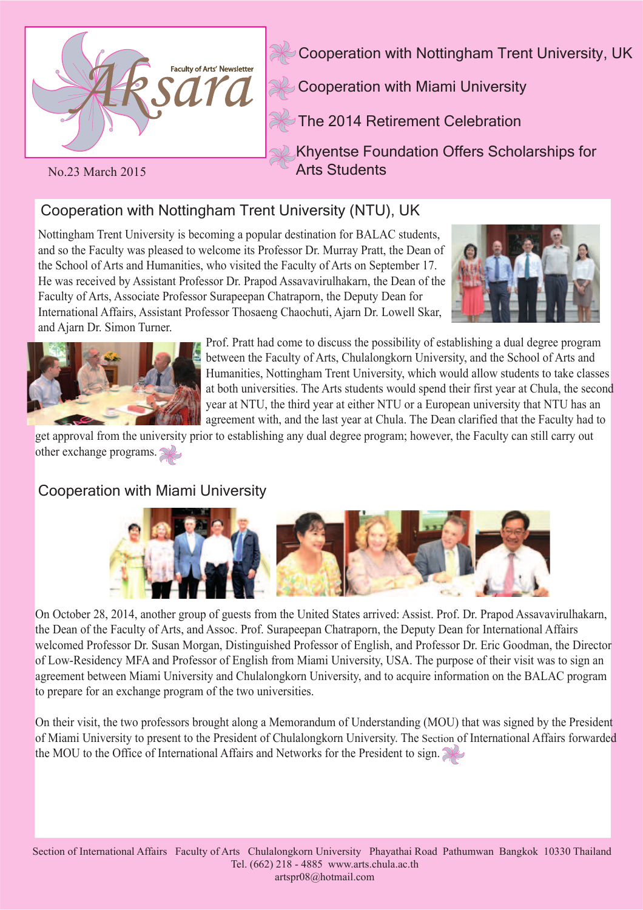# Aksara

Faculty of Arts' Newsletter

No.23 March 2015

- Cooperation with Nottingham Trent University, UK
- Cooperation with Miami University
- The 2014 Retirement Celebration
- Khyentse Foundation Offers Scholarships for Arts Students

## Cooperation with Nottingham Trent University (NTU), UK

Nottingham Trent University is becoming a popular destination for BALAC students, and so the Faculty was pleased to welcome its Professor Dr. Murray Pratt, the Dean of the School of Arts and Humanities, who visited the Faculty of Arts on September 17. He was received by Assistant Professor Dr. Prapod Assavavirulhakarn, the Dean of the Faculty of Arts, Associate Professor Surapeepan Chatraporn, the Deputy Dean for International Affairs, Assistant Professor Thosaeng Chaochuti, Ajarn Dr. Lowell Skar, and Ajarn Dr. Simon Turner.

Prof. Pratt had come to discuss the possibility of establishing a dual degree program between the Faculty of Arts, Chulalongkorn University, and the School of Arts and Humanities, Nottingham Trent University, which would allow students to take classes at both universities. The Arts students would spend their first year at Chula, the second year at NTU, the third year at either NTU or a European university that NTU has an agreement with, and the last year at Chula. The Dean clarified that the Faculty had to get approval from the university prior to establishing any dual degree program; however, the Faculty can still carry out other exchange programs.

## Cooperation with Miami University

On October 28, 2014, another group of guests from the United States arrived: Assist. Prof. Dr. Prapod Assavavirulhakarn, the Dean of the Faculty of Arts, and Assoc. Prof. Surapeepan Chatraporn, the Deputy Dean for International Affairs welcomed Professor Dr. Susan Morgan, Distinguished Professor of English, and Professor Dr. Eric Goodman, the Director of Low-Residency MFA and Professor of English from Miami University, USA. The purpose of their visit was to sign an agreement between Miami University and Chulalongkorn University, and to acquire information on the BALAC program to prepare for an exchange program of the two universities.

On their visit, the two professors brought along a Memorandum of Understanding (MOU) that was signed by the President of Miami University to present to the President of Chulalongkorn University. The Section of International Affairs forwarded the MOU to the Office of International Affairs and Networks for the President to sign.

Section of International Affairs Faculty of Arts Chulalongkorn University Phayathai Road Pathumwan Bangkok 10330 Thailand
Tel. (662) 218 - 4885 www.arts.chula.ac.th
artspr08@hotmail.com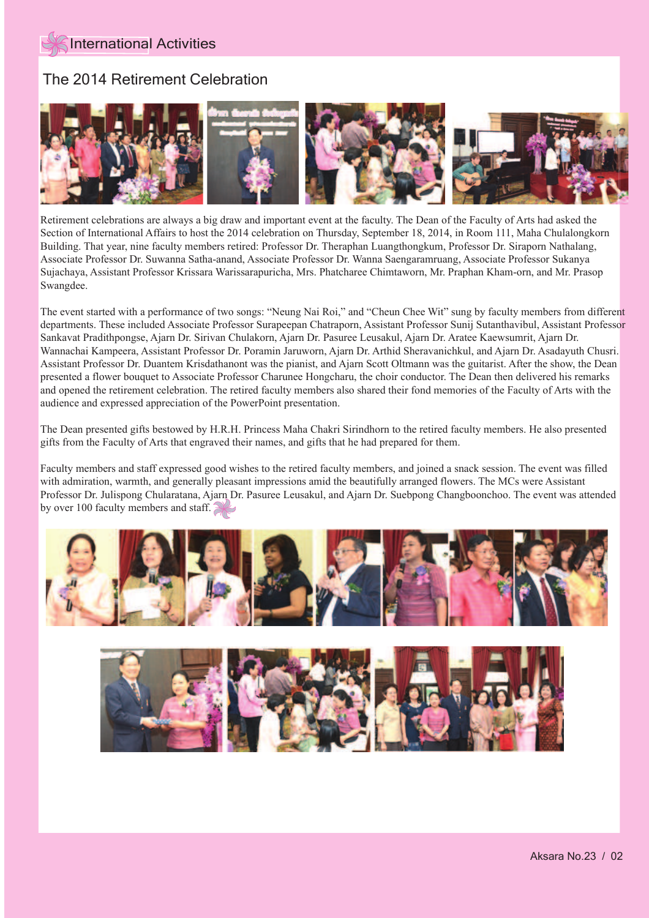## International Activities

# The 2014 Retirement Celebration

Retirement celebrations are always a big draw and important event at the faculty. The Dean of the Faculty of Arts had asked the Section of International Affairs to host the 2014 celebration on Thursday, September 18, 2014, in Room 111, Maha Chulalongkorn Building. That year, nine faculty members retired: Professor Dr. Theraphan Luangthongkum, Professor Dr. Siraporn Nathalang, Associate Professor Dr. Suwanna Satha-anand, Associate Professor Dr. Wanna Saengaramruang, Associate Professor Sukanya Sujachaya, Assistant Professor Krissara Warissarapuricha, Mrs. Phatcharee Chimtaworn, Mr. Praphan Kham-orn, and Mr. Prasop Swangdee.

The event started with a performance of two songs: "Neung Nai Roi," and "Cheun Chee Wit" sung by faculty members from different departments. These included Associate Professor Surapeepan Chatraporn, Assistant Professor Sunij Sutanthavibul, Assistant Professor Sankavat Pradithpongse, Ajarn Dr. Sirivan Chulakorn, Ajarn Dr. Pasuree Leusakul, Ajarn Dr. Aratee Kaewsumrit, Ajarn Dr. Wannachai Kampeera, Assistant Professor Dr. Poramin Jaruworn, Ajarn Dr. Arthid Sheravanichkul, and Ajarn Dr. Asadayuth Chusri. Assistant Professor Dr. Duantem Krisdathanont was the pianist, and Ajarn Scott Oltmann was the guitarist. After the show, the Dean presented a flower bouquet to Associate Professor Charunee Hongcharu, the choir conductor. The Dean then delivered his remarks and opened the retirement celebration. The retired faculty members also shared their fond memories of the Faculty of Arts with the audience and expressed appreciation of the PowerPoint presentation.

The Dean presented gifts bestowed by H.R.H. Princess Maha Chakri Sirindhorn to the retired faculty members. He also presented gifts from the Faculty of Arts that engraved their names, and gifts that he had prepared for them.

Faculty members and staff expressed good wishes to the retired faculty members, and joined a snack session. The event was filled with admiration, warmth, and generally pleasant impressions amid the beautifully arranged flowers. The MCs were Assistant Professor Dr. Julispong Chularatana, Ajarn Dr. Pasuree Leusakul, and Ajarn Dr. Suebpong Changboonchoo. The event was attended by over 100 faculty members and staff.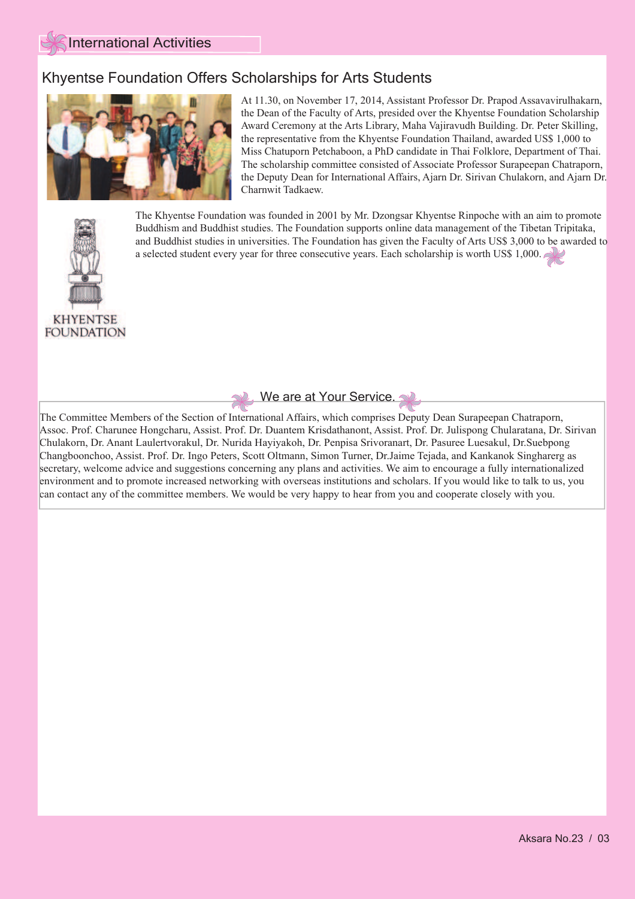## International Activities

## Khyentse Foundation Offers Scholarships for Arts Students

At 11.30, on November 17, 2014, Assistant Professor Dr. Prapod Assavavirulhakarn, the Dean of the Faculty of Arts, presided over the Khyentse Foundation Scholarship Award Ceremony at the Arts Library, Maha Vajiravudh Building. Dr. Peter Skilling, the representative from the Khyentse Foundation Thailand, awarded US$ 1,000 to Miss Chatuporn Petchaboon, a PhD candidate in Thai Folklore, Department of Thai. The scholarship committee consisted of Associate Professor Surapeepan Chatraporn, the Deputy Dean for International Affairs, Ajarn Dr. Sirivan Chulakorn, and Ajarn Dr. Charnwit Tadkaew.

The Khyentse Foundation was founded in 2001 by Mr. Dzongsar Khyentse Rinpoche with an aim to promote Buddhism and Buddhist studies. The Foundation supports online data management of the Tibetan Tripitaka, and Buddhist studies in universities. The Foundation has given the Faculty of Arts US$ 3,000 to be awarded to a selected student every year for three consecutive years. Each scholarship is worth US$ 1,000.

KHYENTSE FOUNDATION

## We are at Your Service.

The Committee Members of the Section of International Affairs, which comprises Deputy Dean Surapeepan Chatraporn, Assoc. Prof. Charunee Hongcharu, Assist. Prof. Dr. Duantem Krisdathanont, Assist. Prof. Dr. Julispong Chularatana, Dr. Sirivan Chulakorn, Dr. Anant Laulertvorakul, Dr. Nurida Hayiyakoh, Dr. Penpisa Srivoranart, Dr. Pasuree Luesakul, Dr.Suebpong Changboonchoo, Assist. Prof. Dr. Ingo Peters, Scott Oltmann, Simon Turner, Dr.Jaime Tejada, and Kankanok Singharerg as secretary, welcome advice and suggestions concerning any plans and activities. We aim to encourage a fully internationalized environment and to promote increased networking with overseas institutions and scholars. If you would like to talk to us, you can contact any of the committee members. We would be very happy to hear from you and cooperate closely with you.